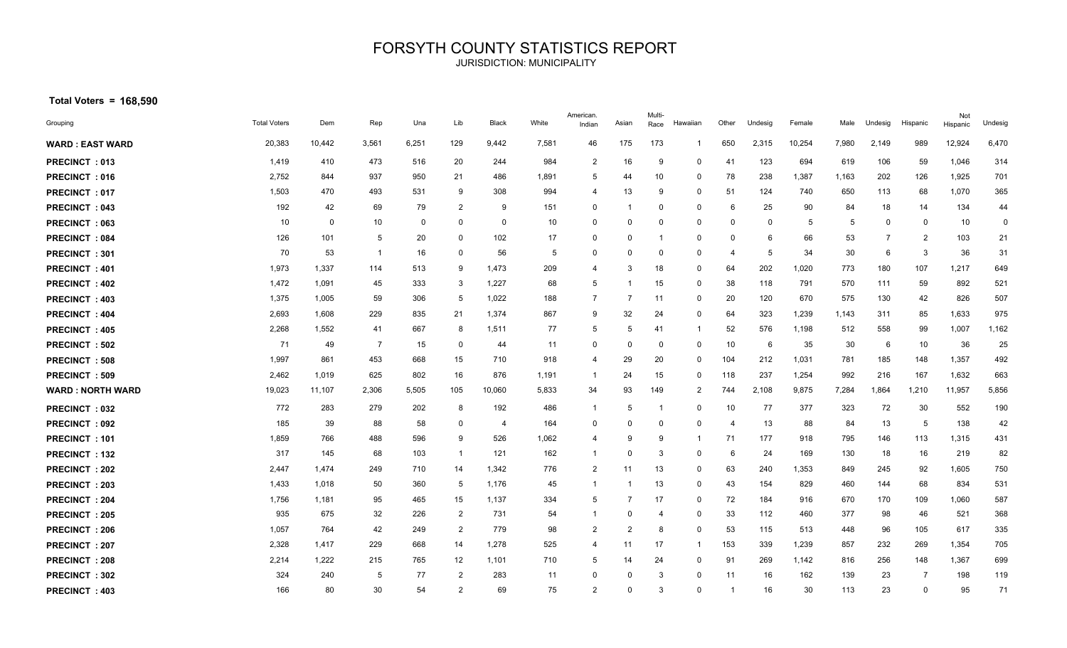# FORSYTH COUNTY STATISTICS REPORT

JURISDICTION: MUNICIPALITY

**Total Voters = 168,590**

| Grouping | Total Voters | Dem | Rep | Una | Lib | Black | White | American. Indian | Asian | Multi-Race | Hawaiian | Other | Undesig | Female | Male | Undesig | Hispanic | Not Hispanic | Undesig |
|---|---|---|---|---|---|---|---|---|---|---|---|---|---|---|---|---|---|---|---|
| **WARD : EAST WARD** | 20,383 | 10,442 | 3,561 | 6,251 | 129 | 9,442 | 7,581 | 46 | 175 | 173 | 1 | 650 | 2,315 | 10,254 | 7,980 | 2,149 | 989 | 12,924 | 6,470 |
| **PRECINCT : 013** | 1,419 | 410 | 473 | 516 | 20 | 244 | 984 | 2 | 16 | 9 | 0 | 41 | 123 | 694 | 619 | 106 | 59 | 1,046 | 314 |
| **PRECINCT : 016** | 2,752 | 844 | 937 | 950 | 21 | 486 | 1,891 | 5 | 44 | 10 | 0 | 78 | 238 | 1,387 | 1,163 | 202 | 126 | 1,925 | 701 |
| **PRECINCT : 017** | 1,503 | 470 | 493 | 531 | 9 | 308 | 994 | 4 | 13 | 9 | 0 | 51 | 124 | 740 | 650 | 113 | 68 | 1,070 | 365 |
| **PRECINCT : 043** | 192 | 42 | 69 | 79 | 2 | 9 | 151 | 0 | 1 | 0 | 0 | 6 | 25 | 90 | 84 | 18 | 14 | 134 | 44 |
| **PRECINCT : 063** | 10 | 0 | 10 | 0 | 0 | 0 | 10 | 0 | 0 | 0 | 0 | 0 | 0 | 5 | 5 | 0 | 0 | 10 | 0 |
| **PRECINCT : 084** | 126 | 101 | 5 | 20 | 0 | 102 | 17 | 0 | 0 | 1 | 0 | 0 | 6 | 66 | 53 | 7 | 2 | 103 | 21 |
| **PRECINCT : 301** | 70 | 53 | 1 | 16 | 0 | 56 | 5 | 0 | 0 | 0 | 0 | 4 | 5 | 34 | 30 | 6 | 3 | 36 | 31 |
| **PRECINCT : 401** | 1,973 | 1,337 | 114 | 513 | 9 | 1,473 | 209 | 4 | 3 | 18 | 0 | 64 | 202 | 1,020 | 773 | 180 | 107 | 1,217 | 649 |
| **PRECINCT : 402** | 1,472 | 1,091 | 45 | 333 | 3 | 1,227 | 68 | 5 | 1 | 15 | 0 | 38 | 118 | 791 | 570 | 111 | 59 | 892 | 521 |
| **PRECINCT : 403** | 1,375 | 1,005 | 59 | 306 | 5 | 1,022 | 188 | 7 | 7 | 11 | 0 | 20 | 120 | 670 | 575 | 130 | 42 | 826 | 507 |
| **PRECINCT : 404** | 2,693 | 1,608 | 229 | 835 | 21 | 1,374 | 867 | 9 | 32 | 24 | 0 | 64 | 323 | 1,239 | 1,143 | 311 | 85 | 1,633 | 975 |
| **PRECINCT : 405** | 2,268 | 1,552 | 41 | 667 | 8 | 1,511 | 77 | 5 | 5 | 41 | 1 | 52 | 576 | 1,198 | 512 | 558 | 99 | 1,007 | 1,162 |
| **PRECINCT : 502** | 71 | 49 | 7 | 15 | 0 | 44 | 11 | 0 | 0 | 0 | 0 | 10 | 6 | 35 | 30 | 6 | 10 | 36 | 25 |
| **PRECINCT : 508** | 1,997 | 861 | 453 | 668 | 15 | 710 | 918 | 4 | 29 | 20 | 0 | 104 | 212 | 1,031 | 781 | 185 | 148 | 1,357 | 492 |
| **PRECINCT : 509** | 2,462 | 1,019 | 625 | 802 | 16 | 876 | 1,191 | 1 | 24 | 15 | 0 | 118 | 237 | 1,254 | 992 | 216 | 167 | 1,632 | 663 |
| **WARD : NORTH WARD** | 19,023 | 11,107 | 2,306 | 5,505 | 105 | 10,060 | 5,833 | 34 | 93 | 149 | 2 | 744 | 2,108 | 9,875 | 7,284 | 1,864 | 1,210 | 11,957 | 5,856 |
| **PRECINCT : 032** | 772 | 283 | 279 | 202 | 8 | 192 | 486 | 1 | 5 | 1 | 0 | 10 | 77 | 377 | 323 | 72 | 30 | 552 | 190 |
| **PRECINCT : 092** | 185 | 39 | 88 | 58 | 0 | 4 | 164 | 0 | 0 | 0 | 0 | 4 | 13 | 88 | 84 | 13 | 5 | 138 | 42 |
| **PRECINCT : 101** | 1,859 | 766 | 488 | 596 | 9 | 526 | 1,062 | 4 | 9 | 9 | 1 | 71 | 177 | 918 | 795 | 146 | 113 | 1,315 | 431 |
| **PRECINCT : 132** | 317 | 145 | 68 | 103 | 1 | 121 | 162 | 1 | 0 | 3 | 0 | 6 | 24 | 169 | 130 | 18 | 16 | 219 | 82 |
| **PRECINCT : 202** | 2,447 | 1,474 | 249 | 710 | 14 | 1,342 | 776 | 2 | 11 | 13 | 0 | 63 | 240 | 1,353 | 849 | 245 | 92 | 1,605 | 750 |
| **PRECINCT : 203** | 1,433 | 1,018 | 50 | 360 | 5 | 1,176 | 45 | 1 | 1 | 13 | 0 | 43 | 154 | 829 | 460 | 144 | 68 | 834 | 531 |
| **PRECINCT : 204** | 1,756 | 1,181 | 95 | 465 | 15 | 1,137 | 334 | 5 | 7 | 17 | 0 | 72 | 184 | 916 | 670 | 170 | 109 | 1,060 | 587 |
| **PRECINCT : 205** | 935 | 675 | 32 | 226 | 2 | 731 | 54 | 1 | 0 | 4 | 0 | 33 | 112 | 460 | 377 | 98 | 46 | 521 | 368 |
| **PRECINCT : 206** | 1,057 | 764 | 42 | 249 | 2 | 779 | 98 | 2 | 2 | 8 | 0 | 53 | 115 | 513 | 448 | 96 | 105 | 617 | 335 |
| **PRECINCT : 207** | 2,328 | 1,417 | 229 | 668 | 14 | 1,278 | 525 | 4 | 11 | 17 | 1 | 153 | 339 | 1,239 | 857 | 232 | 269 | 1,354 | 705 |
| **PRECINCT : 208** | 2,214 | 1,222 | 215 | 765 | 12 | 1,101 | 710 | 5 | 14 | 24 | 0 | 91 | 269 | 1,142 | 816 | 256 | 148 | 1,367 | 699 |
| **PRECINCT : 302** | 324 | 240 | 5 | 77 | 2 | 283 | 11 | 0 | 0 | 3 | 0 | 11 | 16 | 162 | 139 | 23 | 7 | 198 | 119 |
| **PRECINCT : 403** | 166 | 80 | 30 | 54 | 2 | 69 | 75 | 2 | 0 | 3 | 0 | 1 | 16 | 30 | 113 | 23 | 0 | 95 | 71 |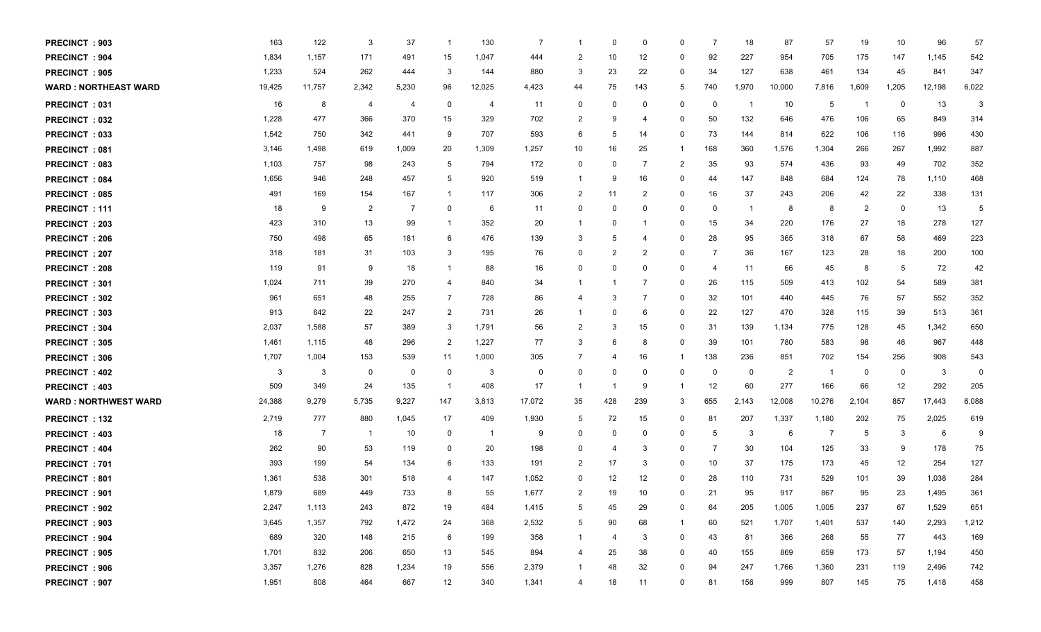| | | | | | | | | | | | | | | | | | | | |
|---|---|---|---|---|---|---|---|---|---|---|---|---|---|---|---|---|---|---|---|
| **PRECINCT : 903** | 163 | 122 | 3 | 37 | 1 | 130 | 7 | 1 | 0 | 0 | 0 | 7 | 18 | 87 | 57 | 19 | 10 | 96 | 57 |
| **PRECINCT : 904** | 1,834 | 1,157 | 171 | 491 | 15 | 1,047 | 444 | 2 | 10 | 12 | 0 | 92 | 227 | 954 | 705 | 175 | 147 | 1,145 | 542 |
| **PRECINCT : 905** | 1,233 | 524 | 262 | 444 | 3 | 144 | 880 | 3 | 23 | 22 | 0 | 34 | 127 | 638 | 461 | 134 | 45 | 841 | 347 |
| **WARD : NORTHEAST WARD** | 19,425 | 11,757 | 2,342 | 5,230 | 96 | 12,025 | 4,423 | 44 | 75 | 143 | 5 | 740 | 1,970 | 10,000 | 7,816 | 1,609 | 1,205 | 12,198 | 6,022 |
| **PRECINCT : 031** | 16 | 8 | 4 | 4 | 0 | 4 | 11 | 0 | 0 | 0 | 0 | 0 | 1 | 10 | 5 | 1 | 0 | 13 | 3 |
| **PRECINCT : 032** | 1,228 | 477 | 366 | 370 | 15 | 329 | 702 | 2 | 9 | 4 | 0 | 50 | 132 | 646 | 476 | 106 | 65 | 849 | 314 |
| **PRECINCT : 033** | 1,542 | 750 | 342 | 441 | 9 | 707 | 593 | 6 | 5 | 14 | 0 | 73 | 144 | 814 | 622 | 106 | 116 | 996 | 430 |
| **PRECINCT : 081** | 3,146 | 1,498 | 619 | 1,009 | 20 | 1,309 | 1,257 | 10 | 16 | 25 | 1 | 168 | 360 | 1,576 | 1,304 | 266 | 267 | 1,992 | 887 |
| **PRECINCT : 083** | 1,103 | 757 | 98 | 243 | 5 | 794 | 172 | 0 | 0 | 7 | 2 | 35 | 93 | 574 | 436 | 93 | 49 | 702 | 352 |
| **PRECINCT : 084** | 1,656 | 946 | 248 | 457 | 5 | 920 | 519 | 1 | 9 | 16 | 0 | 44 | 147 | 848 | 684 | 124 | 78 | 1,110 | 468 |
| **PRECINCT : 085** | 491 | 169 | 154 | 167 | 1 | 117 | 306 | 2 | 11 | 2 | 0 | 16 | 37 | 243 | 206 | 42 | 22 | 338 | 131 |
| **PRECINCT : 111** | 18 | 9 | 2 | 7 | 0 | 6 | 11 | 0 | 0 | 0 | 0 | 0 | 1 | 8 | 8 | 2 | 0 | 13 | 5 |
| **PRECINCT : 203** | 423 | 310 | 13 | 99 | 1 | 352 | 20 | 1 | 0 | 1 | 0 | 15 | 34 | 220 | 176 | 27 | 18 | 278 | 127 |
| **PRECINCT : 206** | 750 | 498 | 65 | 181 | 6 | 476 | 139 | 3 | 5 | 4 | 0 | 28 | 95 | 365 | 318 | 67 | 58 | 469 | 223 |
| **PRECINCT : 207** | 318 | 181 | 31 | 103 | 3 | 195 | 76 | 0 | 2 | 2 | 0 | 7 | 36 | 167 | 123 | 28 | 18 | 200 | 100 |
| **PRECINCT : 208** | 119 | 91 | 9 | 18 | 1 | 88 | 16 | 0 | 0 | 0 | 0 | 4 | 11 | 66 | 45 | 8 | 5 | 72 | 42 |
| **PRECINCT : 301** | 1,024 | 711 | 39 | 270 | 4 | 840 | 34 | 1 | 1 | 7 | 0 | 26 | 115 | 509 | 413 | 102 | 54 | 589 | 381 |
| **PRECINCT : 302** | 961 | 651 | 48 | 255 | 7 | 728 | 86 | 4 | 3 | 7 | 0 | 32 | 101 | 440 | 445 | 76 | 57 | 552 | 352 |
| **PRECINCT : 303** | 913 | 642 | 22 | 247 | 2 | 731 | 26 | 1 | 0 | 6 | 0 | 22 | 127 | 470 | 328 | 115 | 39 | 513 | 361 |
| **PRECINCT : 304** | 2,037 | 1,588 | 57 | 389 | 3 | 1,791 | 56 | 2 | 3 | 15 | 0 | 31 | 139 | 1,134 | 775 | 128 | 45 | 1,342 | 650 |
| **PRECINCT : 305** | 1,461 | 1,115 | 48 | 296 | 2 | 1,227 | 77 | 3 | 6 | 8 | 0 | 39 | 101 | 780 | 583 | 98 | 46 | 967 | 448 |
| **PRECINCT : 306** | 1,707 | 1,004 | 153 | 539 | 11 | 1,000 | 305 | 7 | 4 | 16 | 1 | 138 | 236 | 851 | 702 | 154 | 256 | 908 | 543 |
| **PRECINCT : 402** | 3 | 3 | 0 | 0 | 0 | 3 | 0 | 0 | 0 | 0 | 0 | 0 | 0 | 2 | 1 | 0 | 0 | 3 | 0 |
| **PRECINCT : 403** | 509 | 349 | 24 | 135 | 1 | 408 | 17 | 1 | 1 | 9 | 1 | 12 | 60 | 277 | 166 | 66 | 12 | 292 | 205 |
| **WARD : NORTHWEST WARD** | 24,388 | 9,279 | 5,735 | 9,227 | 147 | 3,813 | 17,072 | 35 | 428 | 239 | 3 | 655 | 2,143 | 12,008 | 10,276 | 2,104 | 857 | 17,443 | 6,088 |
| **PRECINCT : 132** | 2,719 | 777 | 880 | 1,045 | 17 | 409 | 1,930 | 5 | 72 | 15 | 0 | 81 | 207 | 1,337 | 1,180 | 202 | 75 | 2,025 | 619 |
| **PRECINCT : 403** | 18 | 7 | 1 | 10 | 0 | 1 | 9 | 0 | 0 | 0 | 0 | 5 | 3 | 6 | 7 | 5 | 3 | 6 | 9 |
| **PRECINCT : 404** | 262 | 90 | 53 | 119 | 0 | 20 | 198 | 0 | 4 | 3 | 0 | 7 | 30 | 104 | 125 | 33 | 9 | 178 | 75 |
| **PRECINCT : 701** | 393 | 199 | 54 | 134 | 6 | 133 | 191 | 2 | 17 | 3 | 0 | 10 | 37 | 175 | 173 | 45 | 12 | 254 | 127 |
| **PRECINCT : 801** | 1,361 | 538 | 301 | 518 | 4 | 147 | 1,052 | 0 | 12 | 12 | 0 | 28 | 110 | 731 | 529 | 101 | 39 | 1,038 | 284 |
| **PRECINCT : 901** | 1,879 | 689 | 449 | 733 | 8 | 55 | 1,677 | 2 | 19 | 10 | 0 | 21 | 95 | 917 | 867 | 95 | 23 | 1,495 | 361 |
| **PRECINCT : 902** | 2,247 | 1,113 | 243 | 872 | 19 | 484 | 1,415 | 5 | 45 | 29 | 0 | 64 | 205 | 1,005 | 1,005 | 237 | 67 | 1,529 | 651 |
| **PRECINCT : 903** | 3,645 | 1,357 | 792 | 1,472 | 24 | 368 | 2,532 | 5 | 90 | 68 | 1 | 60 | 521 | 1,707 | 1,401 | 537 | 140 | 2,293 | 1,212 |
| **PRECINCT : 904** | 689 | 320 | 148 | 215 | 6 | 199 | 358 | 1 | 4 | 3 | 0 | 43 | 81 | 366 | 268 | 55 | 77 | 443 | 169 |
| **PRECINCT : 905** | 1,701 | 832 | 206 | 650 | 13 | 545 | 894 | 4 | 25 | 38 | 0 | 40 | 155 | 869 | 659 | 173 | 57 | 1,194 | 450 |
| **PRECINCT : 906** | 3,357 | 1,276 | 828 | 1,234 | 19 | 556 | 2,379 | 1 | 48 | 32 | 0 | 94 | 247 | 1,766 | 1,360 | 231 | 119 | 2,496 | 742 |
| **PRECINCT : 907** | 1,951 | 808 | 464 | 667 | 12 | 340 | 1,341 | 4 | 18 | 11 | 0 | 81 | 156 | 999 | 807 | 145 | 75 | 1,418 | 458 |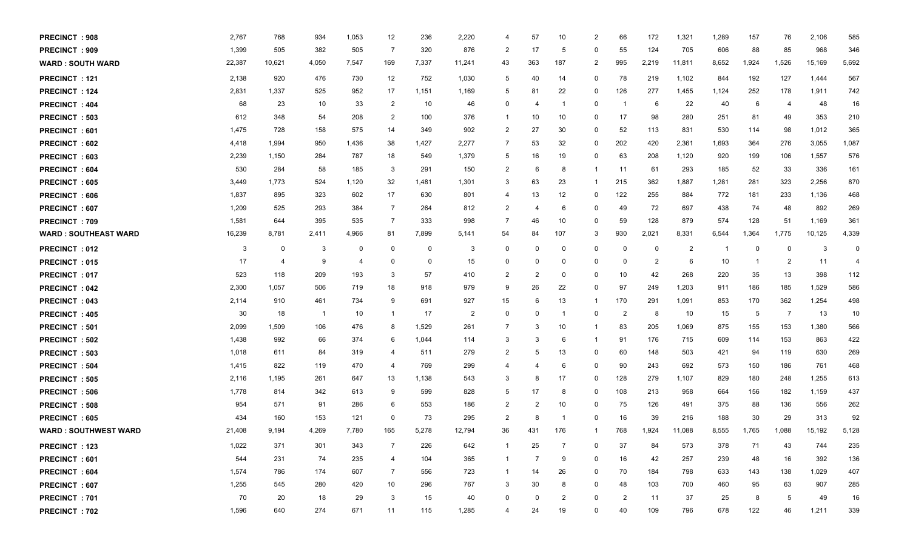| | | | | | | | | | | | | | | | | | | | |
|---|---|---|---|---|---|---|---|---|---|---|---|---|---|---|---|---|---|---|---|
| **PRECINCT : 908** | 2,767 | 768 | 934 | 1,053 | 12 | 236 | 2,220 | 4 | 57 | 10 | 2 | 66 | 172 | 1,321 | 1,289 | 157 | 76 | 2,106 | 585 |
| **PRECINCT : 909** | 1,399 | 505 | 382 | 505 | 7 | 320 | 876 | 2 | 17 | 5 | 0 | 55 | 124 | 705 | 606 | 88 | 85 | 968 | 346 |
| **WARD : SOUTH WARD** | 22,387 | 10,621 | 4,050 | 7,547 | 169 | 7,337 | 11,241 | 43 | 363 | 187 | 2 | 995 | 2,219 | 11,811 | 8,652 | 1,924 | 1,526 | 15,169 | 5,692 |
| **PRECINCT : 121** | 2,138 | 920 | 476 | 730 | 12 | 752 | 1,030 | 5 | 40 | 14 | 0 | 78 | 219 | 1,102 | 844 | 192 | 127 | 1,444 | 567 |
| **PRECINCT : 124** | 2,831 | 1,337 | 525 | 952 | 17 | 1,151 | 1,169 | 5 | 81 | 22 | 0 | 126 | 277 | 1,455 | 1,124 | 252 | 178 | 1,911 | 742 |
| **PRECINCT : 404** | 68 | 23 | 10 | 33 | 2 | 10 | 46 | 0 | 4 | 1 | 0 | 1 | 6 | 22 | 40 | 6 | 4 | 48 | 16 |
| **PRECINCT : 503** | 612 | 348 | 54 | 208 | 2 | 100 | 376 | 1 | 10 | 10 | 0 | 17 | 98 | 280 | 251 | 81 | 49 | 353 | 210 |
| **PRECINCT : 601** | 1,475 | 728 | 158 | 575 | 14 | 349 | 902 | 2 | 27 | 30 | 0 | 52 | 113 | 831 | 530 | 114 | 98 | 1,012 | 365 |
| **PRECINCT : 602** | 4,418 | 1,994 | 950 | 1,436 | 38 | 1,427 | 2,277 | 7 | 53 | 32 | 0 | 202 | 420 | 2,361 | 1,693 | 364 | 276 | 3,055 | 1,087 |
| **PRECINCT : 603** | 2,239 | 1,150 | 284 | 787 | 18 | 549 | 1,379 | 5 | 16 | 19 | 0 | 63 | 208 | 1,120 | 920 | 199 | 106 | 1,557 | 576 |
| **PRECINCT : 604** | 530 | 284 | 58 | 185 | 3 | 291 | 150 | 2 | 6 | 8 | 1 | 11 | 61 | 293 | 185 | 52 | 33 | 336 | 161 |
| **PRECINCT : 605** | 3,449 | 1,773 | 524 | 1,120 | 32 | 1,481 | 1,301 | 3 | 63 | 23 | 1 | 215 | 362 | 1,887 | 1,281 | 281 | 323 | 2,256 | 870 |
| **PRECINCT : 606** | 1,837 | 895 | 323 | 602 | 17 | 630 | 801 | 4 | 13 | 12 | 0 | 122 | 255 | 884 | 772 | 181 | 233 | 1,136 | 468 |
| **PRECINCT : 607** | 1,209 | 525 | 293 | 384 | 7 | 264 | 812 | 2 | 4 | 6 | 0 | 49 | 72 | 697 | 438 | 74 | 48 | 892 | 269 |
| **PRECINCT : 709** | 1,581 | 644 | 395 | 535 | 7 | 333 | 998 | 7 | 46 | 10 | 0 | 59 | 128 | 879 | 574 | 128 | 51 | 1,169 | 361 |
| **WARD : SOUTHEAST WARD** | 16,239 | 8,781 | 2,411 | 4,966 | 81 | 7,899 | 5,141 | 54 | 84 | 107 | 3 | 930 | 2,021 | 8,331 | 6,544 | 1,364 | 1,775 | 10,125 | 4,339 |
| **PRECINCT : 012** | 3 | 0 | 3 | 0 | 0 | 0 | 3 | 0 | 0 | 0 | 0 | 0 | 0 | 2 | 1 | 0 | 0 | 3 | 0 |
| **PRECINCT : 015** | 17 | 4 | 9 | 4 | 0 | 0 | 15 | 0 | 0 | 0 | 0 | 0 | 2 | 6 | 10 | 1 | 2 | 11 | 4 |
| **PRECINCT : 017** | 523 | 118 | 209 | 193 | 3 | 57 | 410 | 2 | 2 | 0 | 0 | 10 | 42 | 268 | 220 | 35 | 13 | 398 | 112 |
| **PRECINCT : 042** | 2,300 | 1,057 | 506 | 719 | 18 | 918 | 979 | 9 | 26 | 22 | 0 | 97 | 249 | 1,203 | 911 | 186 | 185 | 1,529 | 586 |
| **PRECINCT : 043** | 2,114 | 910 | 461 | 734 | 9 | 691 | 927 | 15 | 6 | 13 | 1 | 170 | 291 | 1,091 | 853 | 170 | 362 | 1,254 | 498 |
| **PRECINCT : 405** | 30 | 18 | 1 | 10 | 1 | 17 | 2 | 0 | 0 | 1 | 0 | 2 | 8 | 10 | 15 | 5 | 7 | 13 | 10 |
| **PRECINCT : 501** | 2,099 | 1,509 | 106 | 476 | 8 | 1,529 | 261 | 7 | 3 | 10 | 1 | 83 | 205 | 1,069 | 875 | 155 | 153 | 1,380 | 566 |
| **PRECINCT : 502** | 1,438 | 992 | 66 | 374 | 6 | 1,044 | 114 | 3 | 3 | 6 | 1 | 91 | 176 | 715 | 609 | 114 | 153 | 863 | 422 |
| **PRECINCT : 503** | 1,018 | 611 | 84 | 319 | 4 | 511 | 279 | 2 | 5 | 13 | 0 | 60 | 148 | 503 | 421 | 94 | 119 | 630 | 269 |
| **PRECINCT : 504** | 1,415 | 822 | 119 | 470 | 4 | 769 | 299 | 4 | 4 | 6 | 0 | 90 | 243 | 692 | 573 | 150 | 186 | 761 | 468 |
| **PRECINCT : 505** | 2,116 | 1,195 | 261 | 647 | 13 | 1,138 | 543 | 3 | 8 | 17 | 0 | 128 | 279 | 1,107 | 829 | 180 | 248 | 1,255 | 613 |
| **PRECINCT : 506** | 1,778 | 814 | 342 | 613 | 9 | 599 | 828 | 5 | 17 | 8 | 0 | 108 | 213 | 958 | 664 | 156 | 182 | 1,159 | 437 |
| **PRECINCT : 508** | 954 | 571 | 91 | 286 | 6 | 553 | 186 | 2 | 2 | 10 | 0 | 75 | 126 | 491 | 375 | 88 | 136 | 556 | 262 |
| **PRECINCT : 605** | 434 | 160 | 153 | 121 | 0 | 73 | 295 | 2 | 8 | 1 | 0 | 16 | 39 | 216 | 188 | 30 | 29 | 313 | 92 |
| **WARD : SOUTHWEST WARD** | 21,408 | 9,194 | 4,269 | 7,780 | 165 | 5,278 | 12,794 | 36 | 431 | 176 | 1 | 768 | 1,924 | 11,088 | 8,555 | 1,765 | 1,088 | 15,192 | 5,128 |
| **PRECINCT : 123** | 1,022 | 371 | 301 | 343 | 7 | 226 | 642 | 1 | 25 | 7 | 0 | 37 | 84 | 573 | 378 | 71 | 43 | 744 | 235 |
| **PRECINCT : 601** | 544 | 231 | 74 | 235 | 4 | 104 | 365 | 1 | 7 | 9 | 0 | 16 | 42 | 257 | 239 | 48 | 16 | 392 | 136 |
| **PRECINCT : 604** | 1,574 | 786 | 174 | 607 | 7 | 556 | 723 | 1 | 14 | 26 | 0 | 70 | 184 | 798 | 633 | 143 | 138 | 1,029 | 407 |
| **PRECINCT : 607** | 1,255 | 545 | 280 | 420 | 10 | 296 | 767 | 3 | 30 | 8 | 0 | 48 | 103 | 700 | 460 | 95 | 63 | 907 | 285 |
| **PRECINCT : 701** | 70 | 20 | 18 | 29 | 3 | 15 | 40 | 0 | 0 | 2 | 0 | 2 | 11 | 37 | 25 | 8 | 5 | 49 | 16 |
| **PRECINCT : 702** | 1,596 | 640 | 274 | 671 | 11 | 115 | 1,285 | 4 | 24 | 19 | 0 | 40 | 109 | 796 | 678 | 122 | 46 | 1,211 | 339 |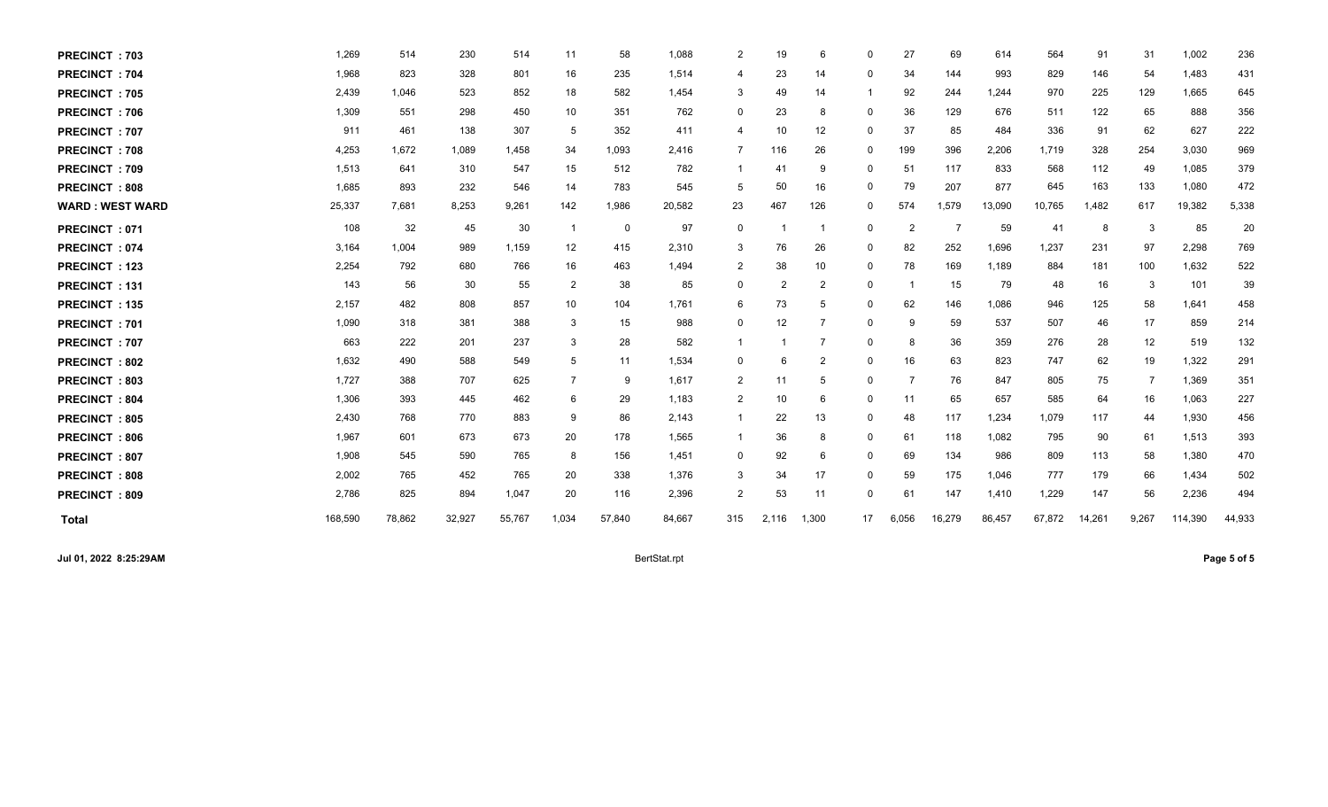| | | | | | | | | | | | | | | | | | | | | |
|---|---|---|---|---|---|---|---|---|---|---|---|---|---|---|---|---|---|---|---|---|
| **PRECINCT : 703** | 1,269 | 514 | 230 | 514 | 11 | 58 | 1,088 | 2 | 19 | 6 | 0 | 27 | 69 | 614 | 564 | 91 | 31 | 1,002 | 236 |
| **PRECINCT : 704** | 1,968 | 823 | 328 | 801 | 16 | 235 | 1,514 | 4 | 23 | 14 | 0 | 34 | 144 | 993 | 829 | 146 | 54 | 1,483 | 431 |
| **PRECINCT : 705** | 2,439 | 1,046 | 523 | 852 | 18 | 582 | 1,454 | 3 | 49 | 14 | 1 | 92 | 244 | 1,244 | 970 | 225 | 129 | 1,665 | 645 |
| **PRECINCT : 706** | 1,309 | 551 | 298 | 450 | 10 | 351 | 762 | 0 | 23 | 8 | 0 | 36 | 129 | 676 | 511 | 122 | 65 | 888 | 356 |
| **PRECINCT : 707** | 911 | 461 | 138 | 307 | 5 | 352 | 411 | 4 | 10 | 12 | 0 | 37 | 85 | 484 | 336 | 91 | 62 | 627 | 222 |
| **PRECINCT : 708** | 4,253 | 1,672 | 1,089 | 1,458 | 34 | 1,093 | 2,416 | 7 | 116 | 26 | 0 | 199 | 396 | 2,206 | 1,719 | 328 | 254 | 3,030 | 969 |
| **PRECINCT : 709** | 1,513 | 641 | 310 | 547 | 15 | 512 | 782 | 1 | 41 | 9 | 0 | 51 | 117 | 833 | 568 | 112 | 49 | 1,085 | 379 |
| **PRECINCT : 808** | 1,685 | 893 | 232 | 546 | 14 | 783 | 545 | 5 | 50 | 16 | 0 | 79 | 207 | 877 | 645 | 163 | 133 | 1,080 | 472 |
| **WARD : WEST WARD** | 25,337 | 7,681 | 8,253 | 9,261 | 142 | 1,986 | 20,582 | 23 | 467 | 126 | 0 | 574 | 1,579 | 13,090 | 10,765 | 1,482 | 617 | 19,382 | 5,338 |
| **PRECINCT : 071** | 108 | 32 | 45 | 30 | 1 | 0 | 97 | 0 | 1 | 1 | 0 | 2 | 7 | 59 | 41 | 8 | 3 | 85 | 20 |
| **PRECINCT : 074** | 3,164 | 1,004 | 989 | 1,159 | 12 | 415 | 2,310 | 3 | 76 | 26 | 0 | 82 | 252 | 1,696 | 1,237 | 231 | 97 | 2,298 | 769 |
| **PRECINCT : 123** | 2,254 | 792 | 680 | 766 | 16 | 463 | 1,494 | 2 | 38 | 10 | 0 | 78 | 169 | 1,189 | 884 | 181 | 100 | 1,632 | 522 |
| **PRECINCT : 131** | 143 | 56 | 30 | 55 | 2 | 38 | 85 | 0 | 2 | 2 | 0 | 1 | 15 | 79 | 48 | 16 | 3 | 101 | 39 |
| **PRECINCT : 135** | 2,157 | 482 | 808 | 857 | 10 | 104 | 1,761 | 6 | 73 | 5 | 0 | 62 | 146 | 1,086 | 946 | 125 | 58 | 1,641 | 458 |
| **PRECINCT : 701** | 1,090 | 318 | 381 | 388 | 3 | 15 | 988 | 0 | 12 | 7 | 0 | 9 | 59 | 537 | 507 | 46 | 17 | 859 | 214 |
| **PRECINCT : 707** | 663 | 222 | 201 | 237 | 3 | 28 | 582 | 1 | 1 | 7 | 0 | 8 | 36 | 359 | 276 | 28 | 12 | 519 | 132 |
| **PRECINCT : 802** | 1,632 | 490 | 588 | 549 | 5 | 11 | 1,534 | 0 | 6 | 2 | 0 | 16 | 63 | 823 | 747 | 62 | 19 | 1,322 | 291 |
| **PRECINCT : 803** | 1,727 | 388 | 707 | 625 | 7 | 9 | 1,617 | 2 | 11 | 5 | 0 | 7 | 76 | 847 | 805 | 75 | 7 | 1,369 | 351 |
| **PRECINCT : 804** | 1,306 | 393 | 445 | 462 | 6 | 29 | 1,183 | 2 | 10 | 6 | 0 | 11 | 65 | 657 | 585 | 64 | 16 | 1,063 | 227 |
| **PRECINCT : 805** | 2,430 | 768 | 770 | 883 | 9 | 86 | 2,143 | 1 | 22 | 13 | 0 | 48 | 117 | 1,234 | 1,079 | 117 | 44 | 1,930 | 456 |
| **PRECINCT : 806** | 1,967 | 601 | 673 | 673 | 20 | 178 | 1,565 | 1 | 36 | 8 | 0 | 61 | 118 | 1,082 | 795 | 90 | 61 | 1,513 | 393 |
| **PRECINCT : 807** | 1,908 | 545 | 590 | 765 | 8 | 156 | 1,451 | 0 | 92 | 6 | 0 | 69 | 134 | 986 | 809 | 113 | 58 | 1,380 | 470 |
| **PRECINCT : 808** | 2,002 | 765 | 452 | 765 | 20 | 338 | 1,376 | 3 | 34 | 17 | 0 | 59 | 175 | 1,046 | 777 | 179 | 66 | 1,434 | 502 |
| **PRECINCT : 809** | 2,786 | 825 | 894 | 1,047 | 20 | 116 | 2,396 | 2 | 53 | 11 | 0 | 61 | 147 | 1,410 | 1,229 | 147 | 56 | 2,236 | 494 |
| **Total** | 168,590 | 78,862 | 32,927 | 55,767 | 1,034 | 57,840 | 84,667 | 315 | 2,116 | 1,300 | 17 | 6,056 | 16,279 | 86,457 | 67,872 | 14,261 | 9,267 | 114,390 | 44,933 |

**Jul 01, 2022 8:25:29AM** BertStat.rpt